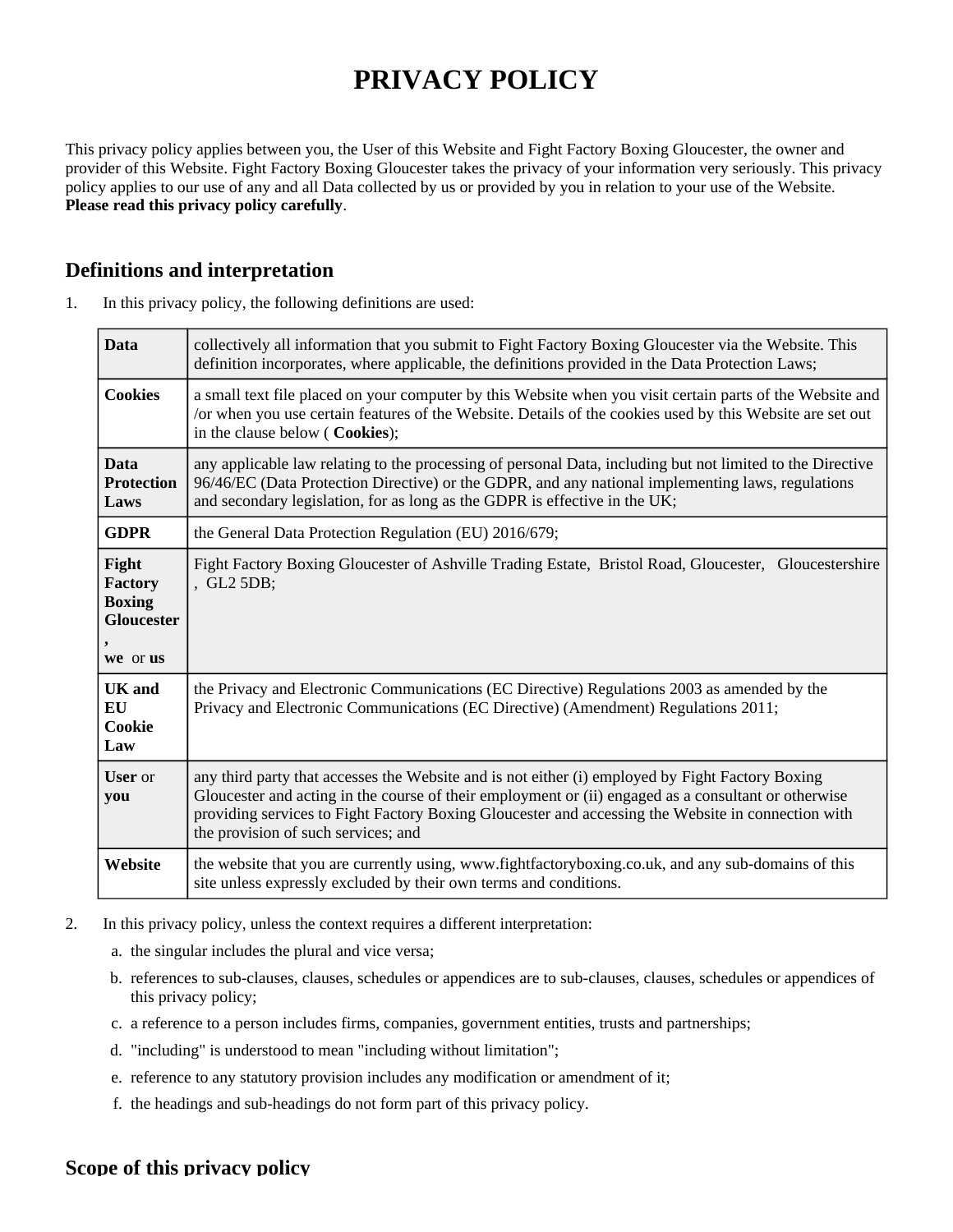# PRIVACY POLICY

This privacy policy applies between you, the User of this Website and Fight Factory Boxing Gloucester, the owner and provider of this Website. Fight Factory Boxing Gloucester takes the privacy of your information very seriously. This privacy policy applies to our use of any and all Data collected by us or provided by you in relation to your use of the Website. **Please read this privacy policy carefully**.

## Definitions and interpretation

1. In this privacy policy, the following definitions are used:

| | |
|---|---|
| **Data** | collectively all information that you submit to Fight Factory Boxing Gloucester via the Website. This definition incorporates, where applicable, the definitions provided in the Data Protection Laws; |
| **Cookies** | a small text file placed on your computer by this Website when you visit certain parts of the Website and /or when you use certain features of the Website. Details of the cookies used by this Website are set out in the clause below ( **Cookies**); |
| **Data Protection Laws** | any applicable law relating to the processing of personal Data, including but not limited to the Directive 96/46/EC (Data Protection Directive) or the GDPR, and any national implementing laws, regulations and secondary legislation, for as long as the GDPR is effective in the UK; |
| **GDPR** | the General Data Protection Regulation (EU) 2016/679; |
| **Fight Factory Boxing Gloucester**, **we** or **us** | Fight Factory Boxing Gloucester of Ashville Trading Estate, Bristol Road, Gloucester, Gloucestershire , GL2 5DB; |
| **UK and EU Cookie Law** | the Privacy and Electronic Communications (EC Directive) Regulations 2003 as amended by the Privacy and Electronic Communications (EC Directive) (Amendment) Regulations 2011; |
| **User** or **you** | any third party that accesses the Website and is not either (i) employed by Fight Factory Boxing Gloucester and acting in the course of their employment or (ii) engaged as a consultant or otherwise providing services to Fight Factory Boxing Gloucester and accessing the Website in connection with the provision of such services; and |
| **Website** | the website that you are currently using, www.fightfactoryboxing.co.uk, and any sub-domains of this site unless expressly excluded by their own terms and conditions. |

2. In this privacy policy, unless the context requires a different interpretation:
   a. the singular includes the plural and vice versa;
   b. references to sub-clauses, clauses, schedules or appendices are to sub-clauses, clauses, schedules or appendices of this privacy policy;
   c. a reference to a person includes firms, companies, government entities, trusts and partnerships;
   d. "including" is understood to mean "including without limitation";
   e. reference to any statutory provision includes any modification or amendment of it;
   f. the headings and sub-headings do not form part of this privacy policy.

## Scope of this privacy policy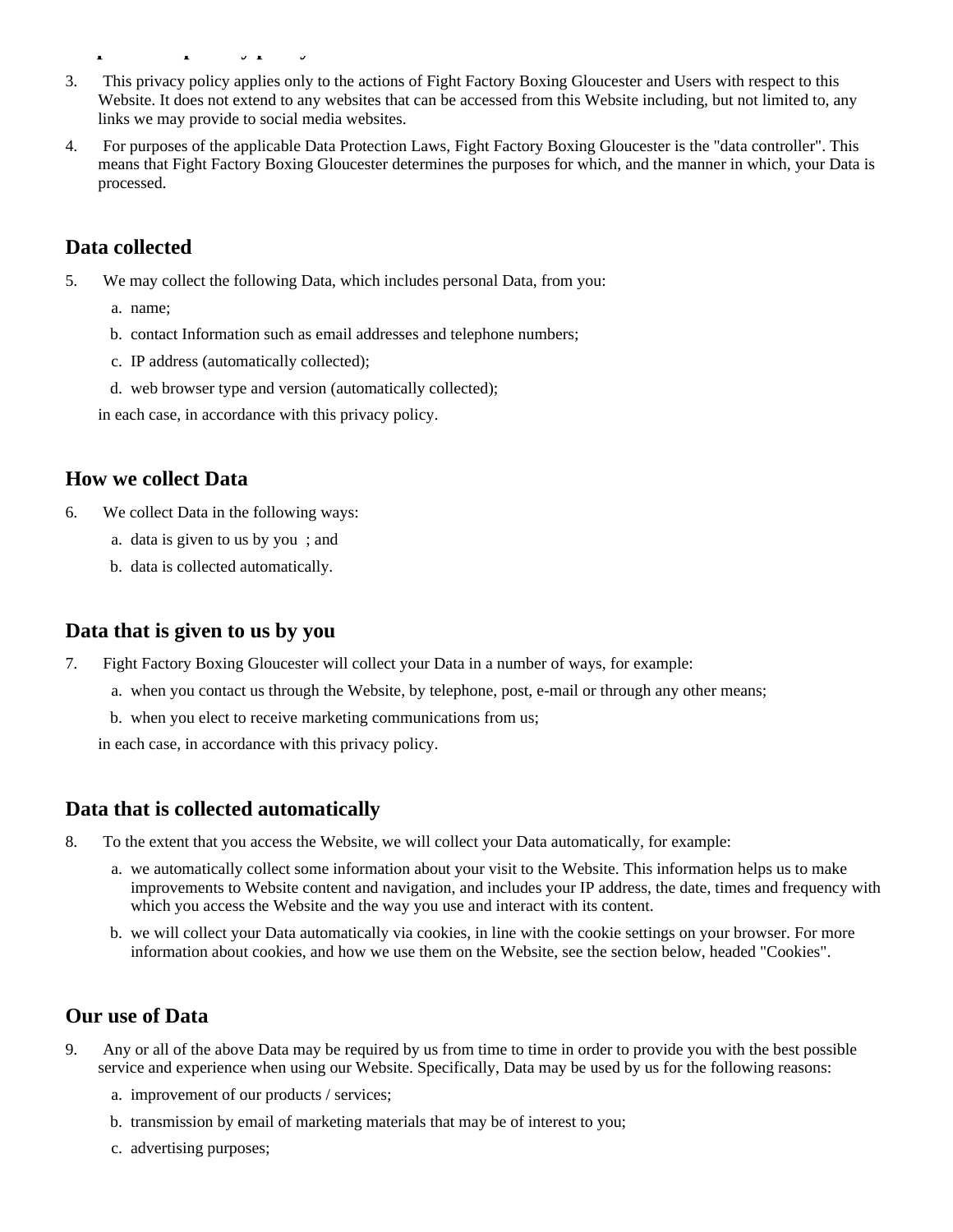3. This privacy policy applies only to the actions of Fight Factory Boxing Gloucester and Users with respect to this Website. It does not extend to any websites that can be accessed from this Website including, but not limited to, any links we may provide to social media websites.

4. For purposes of the applicable Data Protection Laws, Fight Factory Boxing Gloucester is the "data controller". This means that Fight Factory Boxing Gloucester determines the purposes for which, and the manner in which, your Data is processed.

## Data collected

5. We may collect the following Data, which includes personal Data, from you:

   a. name;

   b. contact Information such as email addresses and telephone numbers;

   c. IP address (automatically collected);

   d. web browser type and version (automatically collected);

   in each case, in accordance with this privacy policy.

## How we collect Data

6. We collect Data in the following ways:

   a. data is given to us by you ; and

   b. data is collected automatically.

## Data that is given to us by you

7. Fight Factory Boxing Gloucester will collect your Data in a number of ways, for example:

   a. when you contact us through the Website, by telephone, post, e-mail or through any other means;

   b. when you elect to receive marketing communications from us;

   in each case, in accordance with this privacy policy.

## Data that is collected automatically

8. To the extent that you access the Website, we will collect your Data automatically, for example:

   a. we automatically collect some information about your visit to the Website. This information helps us to make improvements to Website content and navigation, and includes your IP address, the date, times and frequency with which you access the Website and the way you use and interact with its content.

   b. we will collect your Data automatically via cookies, in line with the cookie settings on your browser. For more information about cookies, and how we use them on the Website, see the section below, headed "Cookies".

## Our use of Data

9. Any or all of the above Data may be required by us from time to time in order to provide you with the best possible service and experience when using our Website. Specifically, Data may be used by us for the following reasons:

   a. improvement of our products / services;

   b. transmission by email of marketing materials that may be of interest to you;

   c. advertising purposes;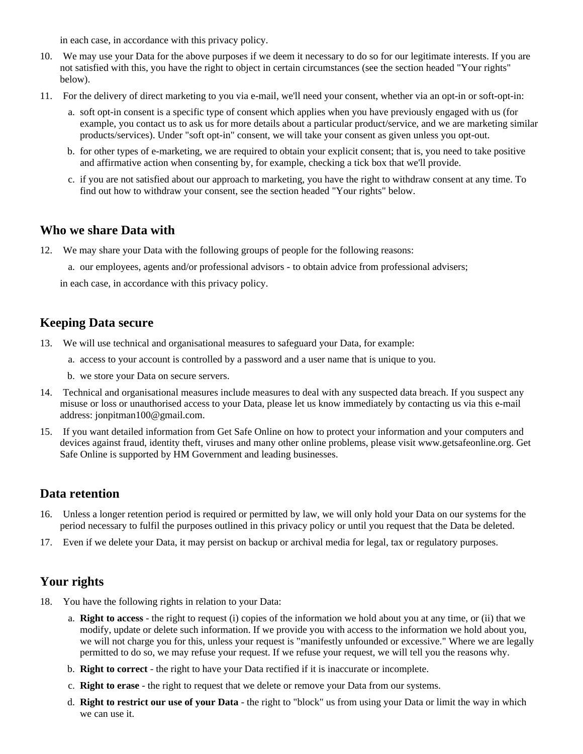in each case, in accordance with this privacy policy.

10. We may use your Data for the above purposes if we deem it necessary to do so for our legitimate interests. If you are not satisfied with this, you have the right to object in certain circumstances (see the section headed "Your rights" below).
11. For the delivery of direct marketing to you via e-mail, we'll need your consent, whether via an opt-in or soft-opt-in:
    a. soft opt-in consent is a specific type of consent which applies when you have previously engaged with us (for example, you contact us to ask us for more details about a particular product/service, and we are marketing similar products/services). Under "soft opt-in" consent, we will take your consent as given unless you opt-out.
    b. for other types of e-marketing, we are required to obtain your explicit consent; that is, you need to take positive and affirmative action when consenting by, for example, checking a tick box that we'll provide.
    c. if you are not satisfied about our approach to marketing, you have the right to withdraw consent at any time. To find out how to withdraw your consent, see the section headed "Your rights" below.

## Who we share Data with

12. We may share your Data with the following groups of people for the following reasons:
    a. our employees, agents and/or professional advisors - to obtain advice from professional advisers;

    in each case, in accordance with this privacy policy.

## Keeping Data secure

13. We will use technical and organisational measures to safeguard your Data, for example:
    a. access to your account is controlled by a password and a user name that is unique to you.
    b. we store your Data on secure servers.
14. Technical and organisational measures include measures to deal with any suspected data breach. If you suspect any misuse or loss or unauthorised access to your Data, please let us know immediately by contacting us via this e-mail address: jonpitman100@gmail.com.
15. If you want detailed information from Get Safe Online on how to protect your information and your computers and devices against fraud, identity theft, viruses and many other online problems, please visit www.getsafeonline.org. Get Safe Online is supported by HM Government and leading businesses.

## Data retention

16. Unless a longer retention period is required or permitted by law, we will only hold your Data on our systems for the period necessary to fulfil the purposes outlined in this privacy policy or until you request that the Data be deleted.
17. Even if we delete your Data, it may persist on backup or archival media for legal, tax or regulatory purposes.

## Your rights

18. You have the following rights in relation to your Data:
    a. **Right to access** - the right to request (i) copies of the information we hold about you at any time, or (ii) that we modify, update or delete such information. If we provide you with access to the information we hold about you, we will not charge you for this, unless your request is "manifestly unfounded or excessive." Where we are legally permitted to do so, we may refuse your request. If we refuse your request, we will tell you the reasons why.
    b. **Right to correct** - the right to have your Data rectified if it is inaccurate or incomplete.
    c. **Right to erase** - the right to request that we delete or remove your Data from our systems.
    d. **Right to restrict our use of your Data** - the right to "block" us from using your Data or limit the way in which we can use it.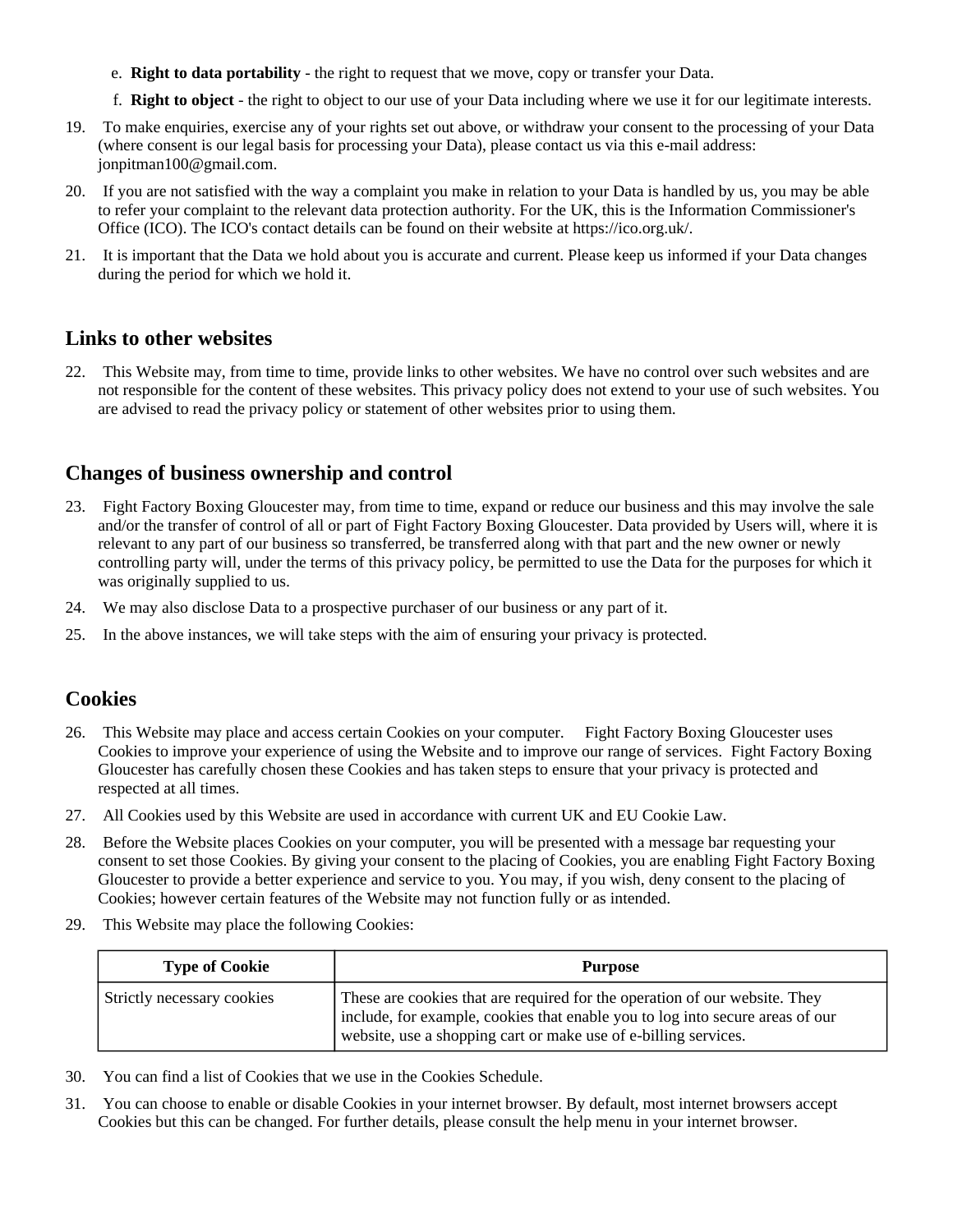e. **Right to data portability** - the right to request that we move, copy or transfer your Data.

f. **Right to object** - the right to object to our use of your Data including where we use it for our legitimate interests.

19. To make enquiries, exercise any of your rights set out above, or withdraw your consent to the processing of your Data (where consent is our legal basis for processing your Data), please contact us via this e-mail address: jonpitman100@gmail.com.

20. If you are not satisfied with the way a complaint you make in relation to your Data is handled by us, you may be able to refer your complaint to the relevant data protection authority. For the UK, this is the Information Commissioner's Office (ICO). The ICO's contact details can be found on their website at https://ico.org.uk/.

21. It is important that the Data we hold about you is accurate and current. Please keep us informed if your Data changes during the period for which we hold it.

## Links to other websites

22. This Website may, from time to time, provide links to other websites. We have no control over such websites and are not responsible for the content of these websites. This privacy policy does not extend to your use of such websites. You are advised to read the privacy policy or statement of other websites prior to using them.

## Changes of business ownership and control

23. Fight Factory Boxing Gloucester may, from time to time, expand or reduce our business and this may involve the sale and/or the transfer of control of all or part of Fight Factory Boxing Gloucester. Data provided by Users will, where it is relevant to any part of our business so transferred, be transferred along with that part and the new owner or newly controlling party will, under the terms of this privacy policy, be permitted to use the Data for the purposes for which it was originally supplied to us.

24. We may also disclose Data to a prospective purchaser of our business or any part of it.

25. In the above instances, we will take steps with the aim of ensuring your privacy is protected.

## Cookies

26. This Website may place and access certain Cookies on your computer. Fight Factory Boxing Gloucester uses Cookies to improve your experience of using the Website and to improve our range of services. Fight Factory Boxing Gloucester has carefully chosen these Cookies and has taken steps to ensure that your privacy is protected and respected at all times.

27. All Cookies used by this Website are used in accordance with current UK and EU Cookie Law.

28. Before the Website places Cookies on your computer, you will be presented with a message bar requesting your consent to set those Cookies. By giving your consent to the placing of Cookies, you are enabling Fight Factory Boxing Gloucester to provide a better experience and service to you. You may, if you wish, deny consent to the placing of Cookies; however certain features of the Website may not function fully or as intended.

29. This Website may place the following Cookies:

| Type of Cookie | Purpose |
|---|---|
| Strictly necessary cookies | These are cookies that are required for the operation of our website. They include, for example, cookies that enable you to log into secure areas of our website, use a shopping cart or make use of e-billing services. |

30. You can find a list of Cookies that we use in the Cookies Schedule.

31. You can choose to enable or disable Cookies in your internet browser. By default, most internet browsers accept Cookies but this can be changed. For further details, please consult the help menu in your internet browser.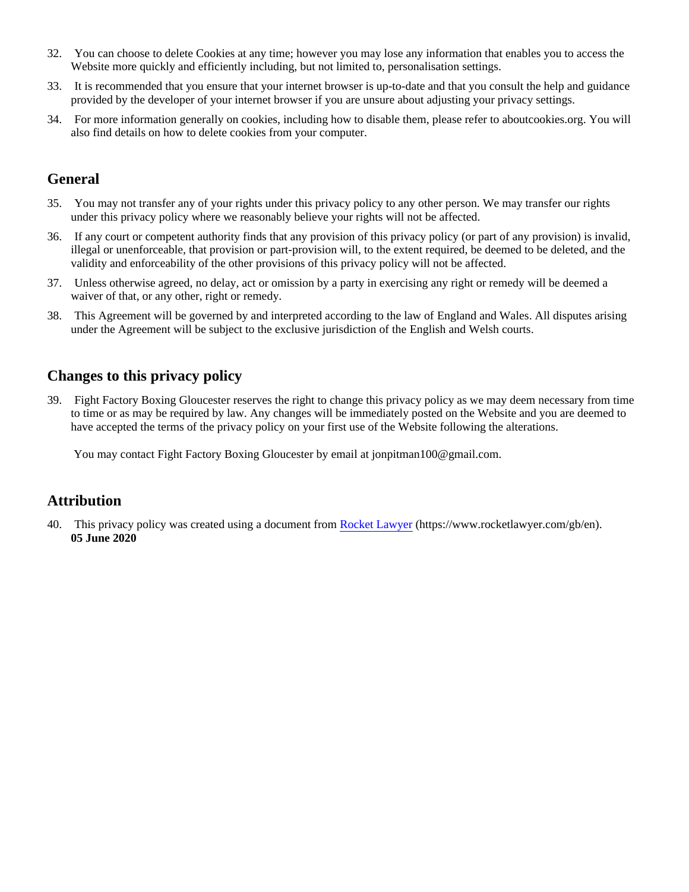32. You can choose to delete Cookies at any time; however you may lose any information that enables you to access the Website more quickly and efficiently including, but not limited to, personalisation settings.

33. It is recommended that you ensure that your internet browser is up-to-date and that you consult the help and guidance provided by the developer of your internet browser if you are unsure about adjusting your privacy settings.

34. For more information generally on cookies, including how to disable them, please refer to aboutcookies.org. You will also find details on how to delete cookies from your computer.

## General

35. You may not transfer any of your rights under this privacy policy to any other person. We may transfer our rights under this privacy policy where we reasonably believe your rights will not be affected.

36. If any court or competent authority finds that any provision of this privacy policy (or part of any provision) is invalid, illegal or unenforceable, that provision or part-provision will, to the extent required, be deemed to be deleted, and the validity and enforceability of the other provisions of this privacy policy will not be affected.

37. Unless otherwise agreed, no delay, act or omission by a party in exercising any right or remedy will be deemed a waiver of that, or any other, right or remedy.

38. This Agreement will be governed by and interpreted according to the law of England and Wales. All disputes arising under the Agreement will be subject to the exclusive jurisdiction of the English and Welsh courts.

## Changes to this privacy policy

39. Fight Factory Boxing Gloucester reserves the right to change this privacy policy as we may deem necessary from time to time or as may be required by law. Any changes will be immediately posted on the Website and you are deemed to have accepted the terms of the privacy policy on your first use of the Website following the alterations.

    You may contact Fight Factory Boxing Gloucester by email at jonpitman100@gmail.com.

## Attribution

40. This privacy policy was created using a document from [Rocket Lawyer](https://www.rocketlawyer.com/gb/en) (https://www.rocketlawyer.com/gb/en).
    **05 June 2020**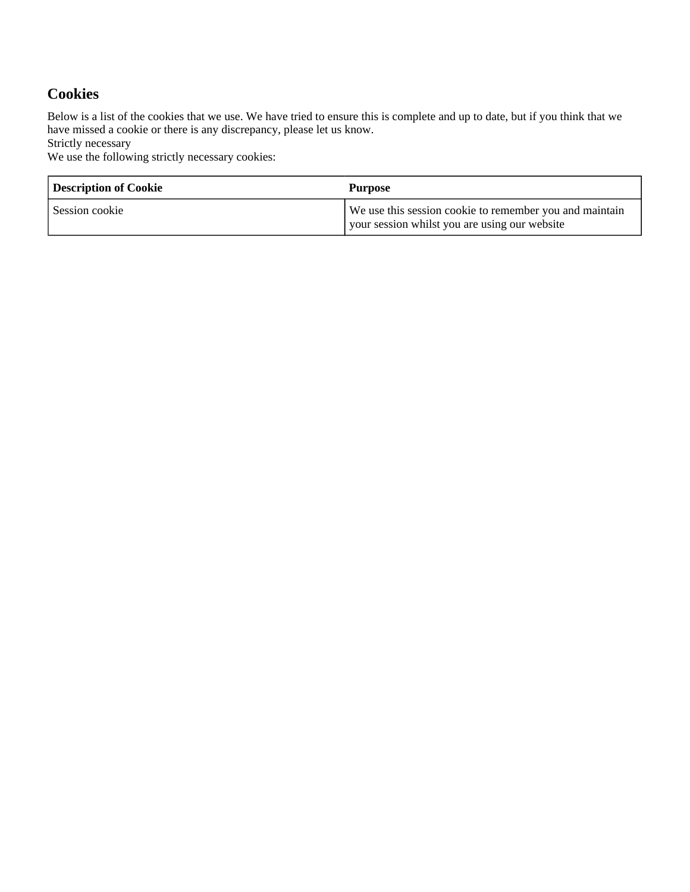## Cookies

Below is a list of the cookies that we use. We have tried to ensure this is complete and up to date, but if you think that we have missed a cookie or there is any discrepancy, please let us know.
Strictly necessary
We use the following strictly necessary cookies:

| **Description of Cookie** | **Purpose** |
|---|---|
| Session cookie | We use this session cookie to remember you and maintain your session whilst you are using our website |